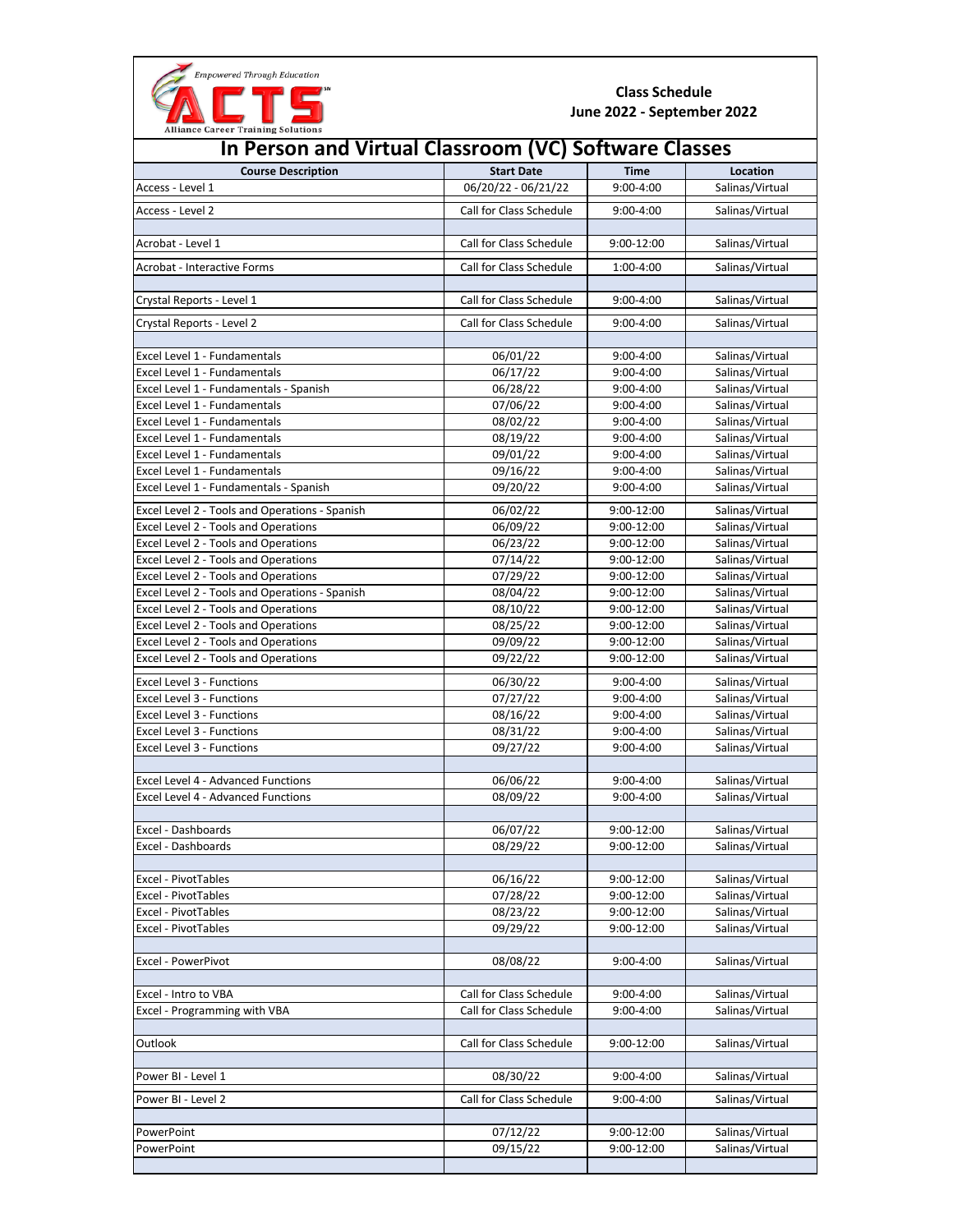Empowered Through Education

**ACTS**

Alliance Career Training Solutions

**Class Schedule**
**June 2022 - September 2022**

# In Person and Virtual Classroom (VC) Software Classes

| Course Description | Start Date | Time | Location |
|---|---|---|---|
| Access - Level 1 | 06/20/22 - 06/21/22 | 9:00-4:00 | Salinas/Virtual |
| Access - Level 2 | Call for Class Schedule | 9:00-4:00 | Salinas/Virtual |
| | | | |
| Acrobat - Level 1 | Call for Class Schedule | 9:00-12:00 | Salinas/Virtual |
| Acrobat - Interactive Forms | Call for Class Schedule | 1:00-4:00 | Salinas/Virtual |
| | | | |
| Crystal Reports - Level 1 | Call for Class Schedule | 9:00-4:00 | Salinas/Virtual |
| Crystal Reports - Level 2 | Call for Class Schedule | 9:00-4:00 | Salinas/Virtual |
| | | | |
| Excel Level 1 - Fundamentals | 06/01/22 | 9:00-4:00 | Salinas/Virtual |
| Excel Level 1 - Fundamentals | 06/17/22 | 9:00-4:00 | Salinas/Virtual |
| Excel Level 1 - Fundamentals - Spanish | 06/28/22 | 9:00-4:00 | Salinas/Virtual |
| Excel Level 1 - Fundamentals | 07/06/22 | 9:00-4:00 | Salinas/Virtual |
| Excel Level 1 - Fundamentals | 08/02/22 | 9:00-4:00 | Salinas/Virtual |
| Excel Level 1 - Fundamentals | 08/19/22 | 9:00-4:00 | Salinas/Virtual |
| Excel Level 1 - Fundamentals | 09/01/22 | 9:00-4:00 | Salinas/Virtual |
| Excel Level 1 - Fundamentals | 09/16/22 | 9:00-4:00 | Salinas/Virtual |
| Excel Level 1 - Fundamentals - Spanish | 09/20/22 | 9:00-4:00 | Salinas/Virtual |
| Excel Level 2 - Tools and Operations - Spanish | 06/02/22 | 9:00-12:00 | Salinas/Virtual |
| Excel Level 2 - Tools and Operations | 06/09/22 | 9:00-12:00 | Salinas/Virtual |
| Excel Level 2 - Tools and Operations | 06/23/22 | 9:00-12:00 | Salinas/Virtual |
| Excel Level 2 - Tools and Operations | 07/14/22 | 9:00-12:00 | Salinas/Virtual |
| Excel Level 2 - Tools and Operations | 07/29/22 | 9:00-12:00 | Salinas/Virtual |
| Excel Level 2 - Tools and Operations - Spanish | 08/04/22 | 9:00-12:00 | Salinas/Virtual |
| Excel Level 2 - Tools and Operations | 08/10/22 | 9:00-12:00 | Salinas/Virtual |
| Excel Level 2 - Tools and Operations | 08/25/22 | 9:00-12:00 | Salinas/Virtual |
| Excel Level 2 - Tools and Operations | 09/09/22 | 9:00-12:00 | Salinas/Virtual |
| Excel Level 2 - Tools and Operations | 09/22/22 | 9:00-12:00 | Salinas/Virtual |
| Excel Level 3 - Functions | 06/30/22 | 9:00-4:00 | Salinas/Virtual |
| Excel Level 3 - Functions | 07/27/22 | 9:00-4:00 | Salinas/Virtual |
| Excel Level 3 - Functions | 08/16/22 | 9:00-4:00 | Salinas/Virtual |
| Excel Level 3 - Functions | 08/31/22 | 9:00-4:00 | Salinas/Virtual |
| Excel Level 3 - Functions | 09/27/22 | 9:00-4:00 | Salinas/Virtual |
| | | | |
| Excel Level 4 - Advanced Functions | 06/06/22 | 9:00-4:00 | Salinas/Virtual |
| Excel Level 4 - Advanced Functions | 08/09/22 | 9:00-4:00 | Salinas/Virtual |
| | | | |
| Excel - Dashboards | 06/07/22 | 9:00-12:00 | Salinas/Virtual |
| Excel - Dashboards | 08/29/22 | 9:00-12:00 | Salinas/Virtual |
| | | | |
| Excel - PivotTables | 06/16/22 | 9:00-12:00 | Salinas/Virtual |
| Excel - PivotTables | 07/28/22 | 9:00-12:00 | Salinas/Virtual |
| Excel - PivotTables | 08/23/22 | 9:00-12:00 | Salinas/Virtual |
| Excel - PivotTables | 09/29/22 | 9:00-12:00 | Salinas/Virtual |
| | | | |
| Excel - PowerPivot | 08/08/22 | 9:00-4:00 | Salinas/Virtual |
| | | | |
| Excel - Intro to VBA | Call for Class Schedule | 9:00-4:00 | Salinas/Virtual |
| Excel - Programming with VBA | Call for Class Schedule | 9:00-4:00 | Salinas/Virtual |
| | | | |
| Outlook | Call for Class Schedule | 9:00-12:00 | Salinas/Virtual |
| | | | |
| Power BI - Level 1 | 08/30/22 | 9:00-4:00 | Salinas/Virtual |
| Power BI - Level 2 | Call for Class Schedule | 9:00-4:00 | Salinas/Virtual |
| | | | |
| PowerPoint | 07/12/22 | 9:00-12:00 | Salinas/Virtual |
| PowerPoint | 09/15/22 | 9:00-12:00 | Salinas/Virtual |
| | | | |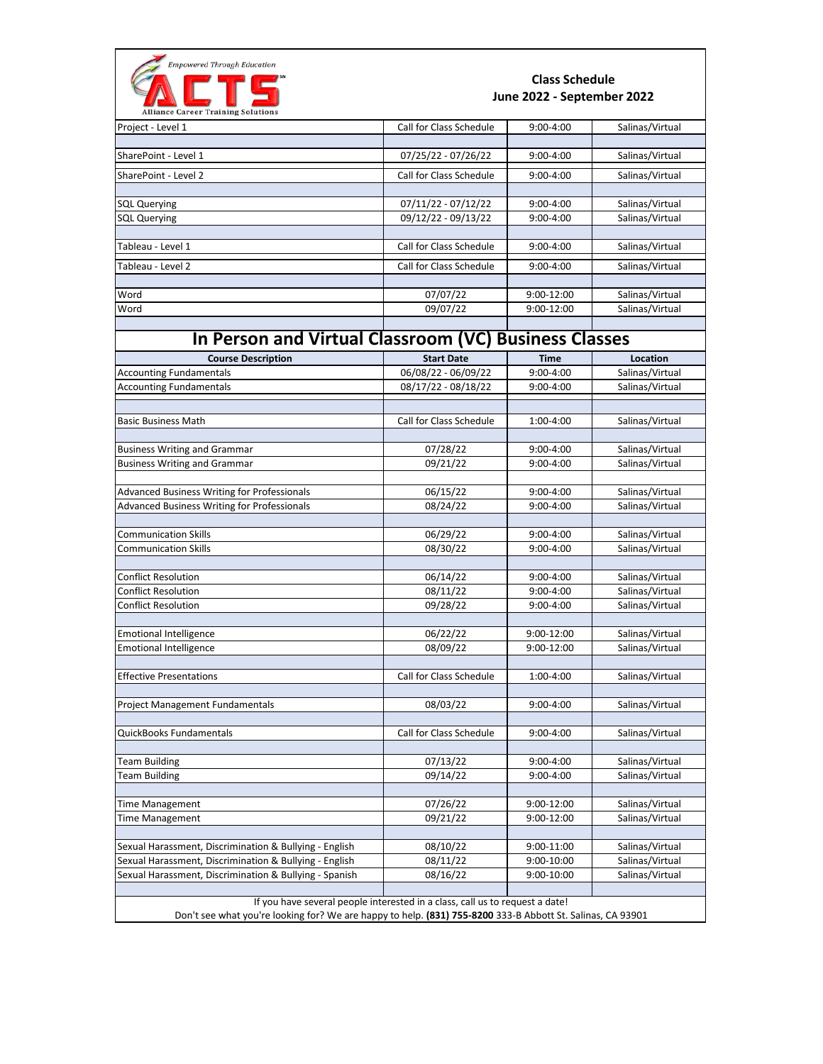Empowered Through Education

ACTS

Alliance Career Training Solutions

**Class Schedule**
**June 2022 - September 2022**

| | | | |
|---|---|---|---|
| Project - Level 1 | Call for Class Schedule | 9:00-4:00 | Salinas/Virtual |
| SharePoint - Level 1 | 07/25/22 - 07/26/22 | 9:00-4:00 | Salinas/Virtual |
| SharePoint - Level 2 | Call for Class Schedule | 9:00-4:00 | Salinas/Virtual |
| SQL Querying | 07/11/22 - 07/12/22 | 9:00-4:00 | Salinas/Virtual |
| SQL Querying | 09/12/22 - 09/13/22 | 9:00-4:00 | Salinas/Virtual |
| Tableau - Level 1 | Call for Class Schedule | 9:00-4:00 | Salinas/Virtual |
| Tableau - Level 2 | Call for Class Schedule | 9:00-4:00 | Salinas/Virtual |
| Word | 07/07/22 | 9:00-12:00 | Salinas/Virtual |
| Word | 09/07/22 | 9:00-12:00 | Salinas/Virtual |

## In Person and Virtual Classroom (VC) Business Classes

| Course Description | Start Date | Time | Location |
|---|---|---|---|
| Accounting Fundamentals | 06/08/22 - 06/09/22 | 9:00-4:00 | Salinas/Virtual |
| Accounting Fundamentals | 08/17/22 - 08/18/22 | 9:00-4:00 | Salinas/Virtual |
| Basic Business Math | Call for Class Schedule | 1:00-4:00 | Salinas/Virtual |
| Business Writing and Grammar | 07/28/22 | 9:00-4:00 | Salinas/Virtual |
| Business Writing and Grammar | 09/21/22 | 9:00-4:00 | Salinas/Virtual |
| Advanced Business Writing for Professionals | 06/15/22 | 9:00-4:00 | Salinas/Virtual |
| Advanced Business Writing for Professionals | 08/24/22 | 9:00-4:00 | Salinas/Virtual |
| Communication Skills | 06/29/22 | 9:00-4:00 | Salinas/Virtual |
| Communication Skills | 08/30/22 | 9:00-4:00 | Salinas/Virtual |
| Conflict Resolution | 06/14/22 | 9:00-4:00 | Salinas/Virtual |
| Conflict Resolution | 08/11/22 | 9:00-4:00 | Salinas/Virtual |
| Conflict Resolution | 09/28/22 | 9:00-4:00 | Salinas/Virtual |
| Emotional Intelligence | 06/22/22 | 9:00-12:00 | Salinas/Virtual |
| Emotional Intelligence | 08/09/22 | 9:00-12:00 | Salinas/Virtual |
| Effective Presentations | Call for Class Schedule | 1:00-4:00 | Salinas/Virtual |
| Project Management Fundamentals | 08/03/22 | 9:00-4:00 | Salinas/Virtual |
| QuickBooks Fundamentals | Call for Class Schedule | 9:00-4:00 | Salinas/Virtual |
| Team Building | 07/13/22 | 9:00-4:00 | Salinas/Virtual |
| Team Building | 09/14/22 | 9:00-4:00 | Salinas/Virtual |
| Time Management | 07/26/22 | 9:00-12:00 | Salinas/Virtual |
| Time Management | 09/21/22 | 9:00-12:00 | Salinas/Virtual |
| Sexual Harassment, Discrimination & Bullying - English | 08/10/22 | 9:00-11:00 | Salinas/Virtual |
| Sexual Harassment, Discrimination & Bullying - English | 08/11/22 | 9:00-10:00 | Salinas/Virtual |
| Sexual Harassment, Discrimination & Bullying - Spanish | 08/16/22 | 9:00-10:00 | Salinas/Virtual |

If you have several people interested in a class, call us to request a date!

Don't see what you're looking for? We are happy to help. **(831) 755-8200** 333-B Abbott St. Salinas, CA 93901